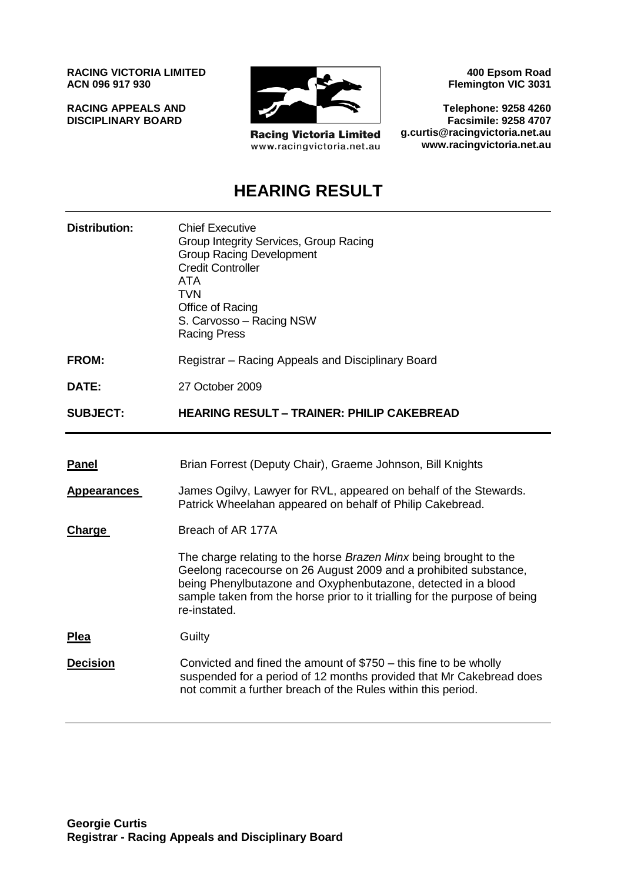**RACING VICTORIA LIMITED**
**ACN 096 917 930**

**RACING APPEALS AND DISCIPLINARY BOARD**

Racing Victoria Limited
www.racingvictoria.net.au

**400 Epsom Road**
**Flemington VIC 3031**

**Telephone: 9258 4260**
**Facsimile: 9258 4707**
**g.curtis@racingvictoria.net.au**
**www.racingvictoria.net.au**

# HEARING RESULT

**Distribution:** Chief Executive
Group Integrity Services, Group Racing
Group Racing Development
Credit Controller
ATA
TVN
Office of Racing
S. Carvosso – Racing NSW
Racing Press

**FROM:** Registrar – Racing Appeals and Disciplinary Board

**DATE:** 27 October 2009

**SUBJECT:** **HEARING RESULT – TRAINER: PHILIP CAKEBREAD**

---

**Panel** Brian Forrest (Deputy Chair), Graeme Johnson, Bill Knights

**Appearances** James Ogilvy, Lawyer for RVL, appeared on behalf of the Stewards.
Patrick Wheelahan appeared on behalf of Philip Cakebread.

**Charge** Breach of AR 177A

The charge relating to the horse *Brazen Minx* being brought to the Geelong racecourse on 26 August 2009 and a prohibited substance, being Phenylbutazone and Oxyphenbutazone, detected in a blood sample taken from the horse prior to it trialling for the purpose of being re-instated.

**Plea** Guilty

**Decision** Convicted and fined the amount of $750 – this fine to be wholly suspended for a period of 12 months provided that Mr Cakebread does not commit a further breach of the Rules within this period.

---

**Georgie Curtis**
**Registrar - Racing Appeals and Disciplinary Board**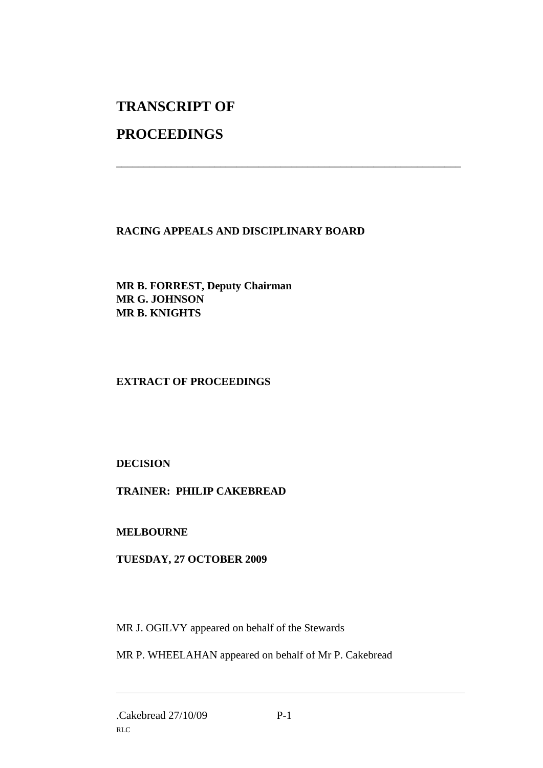# TRANSCRIPT OF

# PROCEEDINGS

---

**RACING APPEALS AND DISCIPLINARY BOARD**

**MR B. FORREST, Deputy Chairman**
**MR G. JOHNSON**
**MR B. KNIGHTS**

**EXTRACT OF PROCEEDINGS**

**DECISION**

**TRAINER: PHILIP CAKEBREAD**

**MELBOURNE**

**TUESDAY, 27 OCTOBER 2009**

MR J. OGILVY appeared on behalf of the Stewards

MR P. WHEELAHAN appeared on behalf of Mr P. Cakebread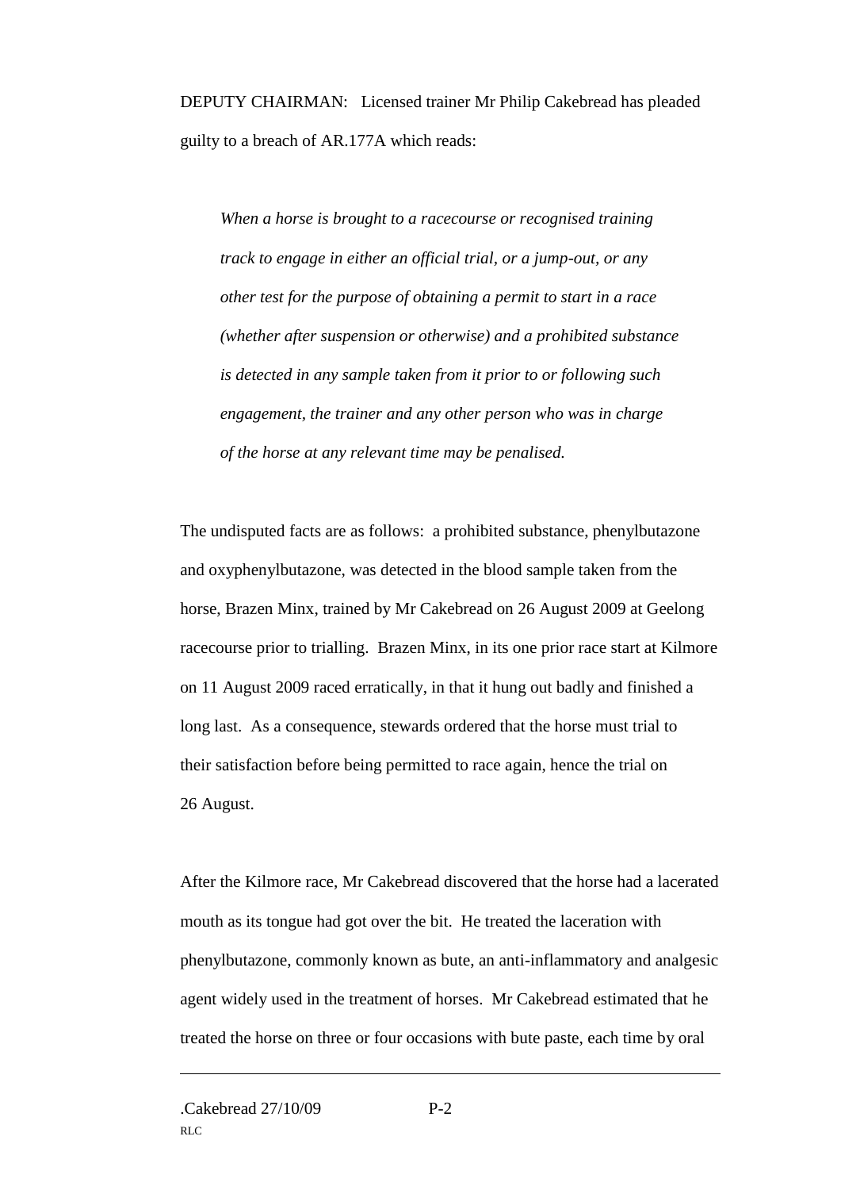DEPUTY CHAIRMAN: Licensed trainer Mr Philip Cakebread has pleaded guilty to a breach of AR.177A which reads:

> *When a horse is brought to a racecourse or recognised training track to engage in either an official trial, or a jump-out, or any other test for the purpose of obtaining a permit to start in a race (whether after suspension or otherwise) and a prohibited substance is detected in any sample taken from it prior to or following such engagement, the trainer and any other person who was in charge of the horse at any relevant time may be penalised.*

The undisputed facts are as follows: a prohibited substance, phenylbutazone and oxyphenylbutazone, was detected in the blood sample taken from the horse, Brazen Minx, trained by Mr Cakebread on 26 August 2009 at Geelong racecourse prior to trialling. Brazen Minx, in its one prior race start at Kilmore on 11 August 2009 raced erratically, in that it hung out badly and finished a long last. As a consequence, stewards ordered that the horse must trial to their satisfaction before being permitted to race again, hence the trial on 26 August.

After the Kilmore race, Mr Cakebread discovered that the horse had a lacerated mouth as its tongue had got over the bit. He treated the laceration with phenylbutazone, commonly known as bute, an anti-inflammatory and analgesic agent widely used in the treatment of horses. Mr Cakebread estimated that he treated the horse on three or four occasions with bute paste, each time by oral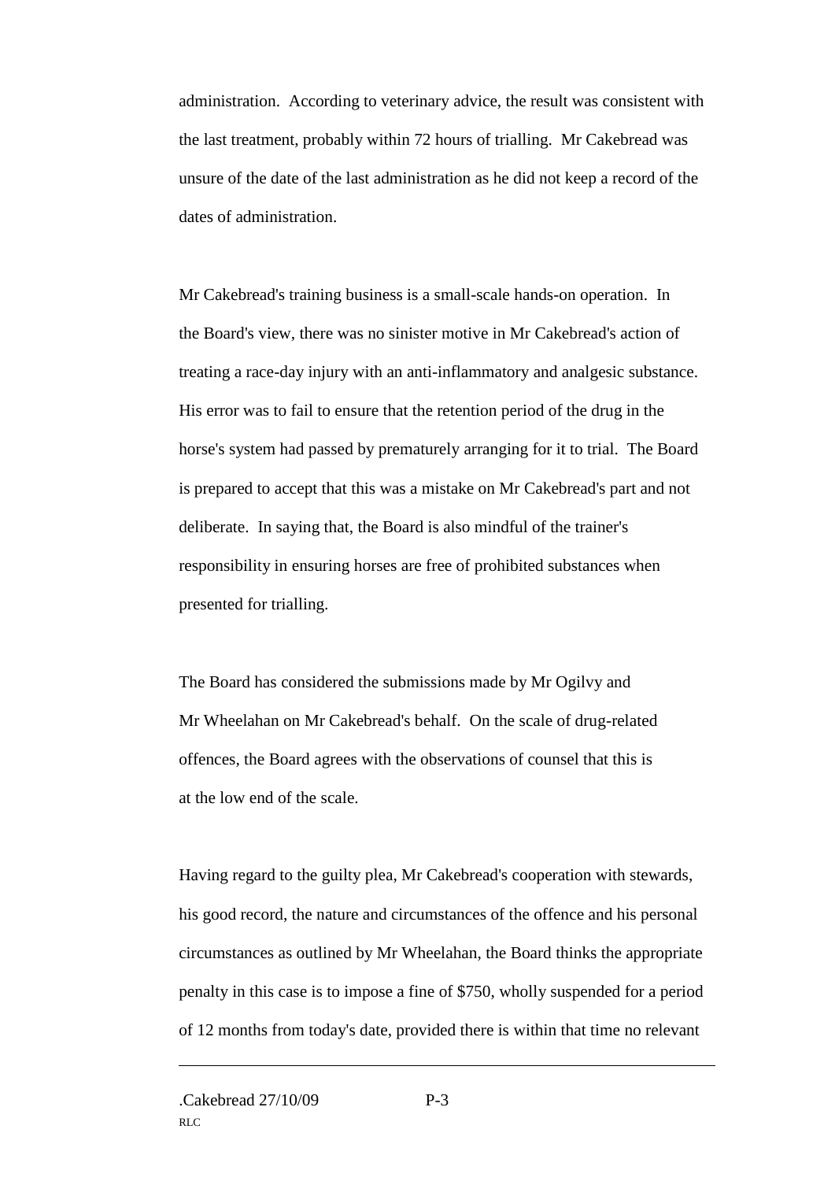administration. According to veterinary advice, the result was consistent with the last treatment, probably within 72 hours of trialling. Mr Cakebread was unsure of the date of the last administration as he did not keep a record of the dates of administration.

Mr Cakebread's training business is a small-scale hands-on operation. In the Board's view, there was no sinister motive in Mr Cakebread's action of treating a race-day injury with an anti-inflammatory and analgesic substance. His error was to fail to ensure that the retention period of the drug in the horse's system had passed by prematurely arranging for it to trial. The Board is prepared to accept that this was a mistake on Mr Cakebread's part and not deliberate. In saying that, the Board is also mindful of the trainer's responsibility in ensuring horses are free of prohibited substances when presented for trialling.

The Board has considered the submissions made by Mr Ogilvy and Mr Wheelahan on Mr Cakebread's behalf. On the scale of drug-related offences, the Board agrees with the observations of counsel that this is at the low end of the scale.

Having regard to the guilty plea, Mr Cakebread's cooperation with stewards, his good record, the nature and circumstances of the offence and his personal circumstances as outlined by Mr Wheelahan, the Board thinks the appropriate penalty in this case is to impose a fine of $750, wholly suspended for a period of 12 months from today's date, provided there is within that time no relevant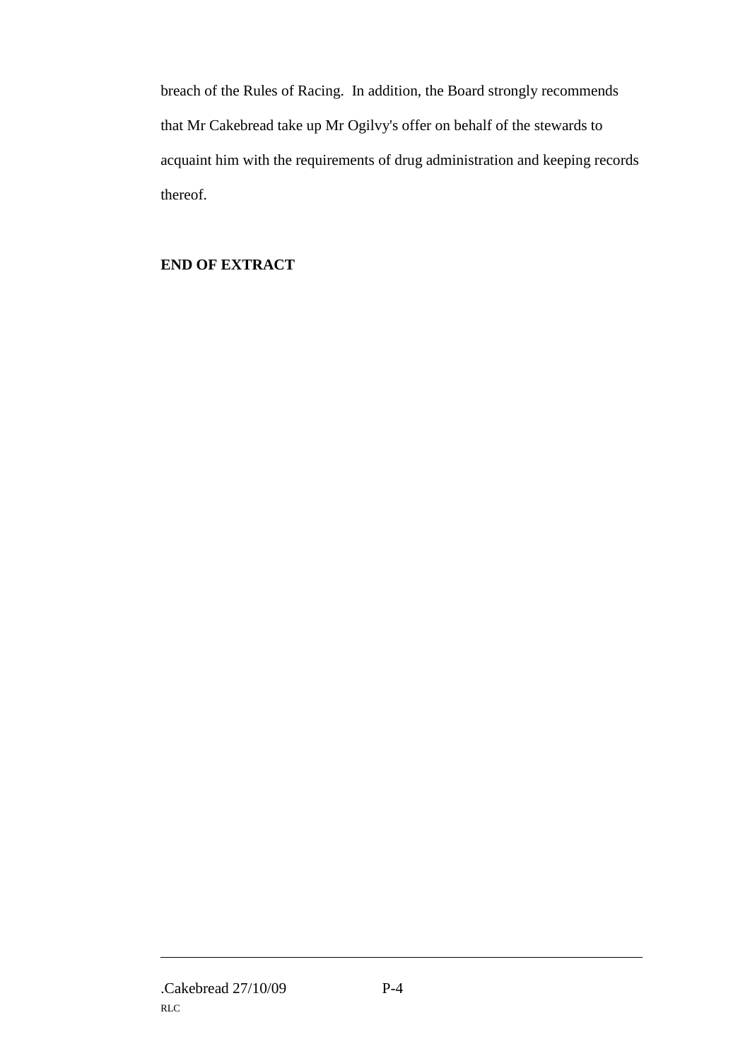breach of the Rules of Racing. In addition, the Board strongly recommends that Mr Cakebread take up Mr Ogilvy's offer on behalf of the stewards to acquaint him with the requirements of drug administration and keeping records thereof.

**END OF EXTRACT**